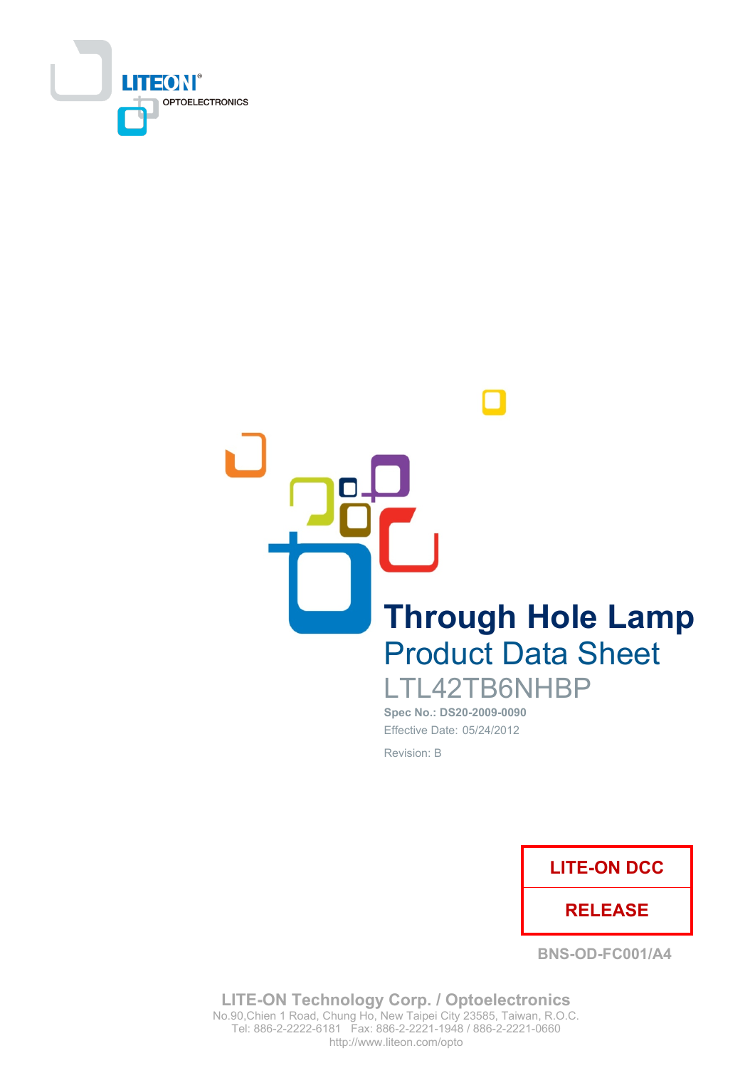LITEON®
OPTOELECTRONICS

# Through Hole Lamp

## Product Data Sheet

LTL42TB6NHBP

**Spec No.: DS20-2009-0090**

Effective Date: 05/24/2012

Revision: B

| LITE-ON DCC |
| --- |
| RELEASE |

BNS-OD-FC001/A4

**LITE-ON Technology Corp. / Optoelectronics**
No.90,Chien 1 Road, Chung Ho, New Taipei City 23585, Taiwan, R.O.C.
Tel: 886-2-2222-6181 Fax: 886-2-2221-1948 / 886-2-2221-0660
http://www.liteon.com/opto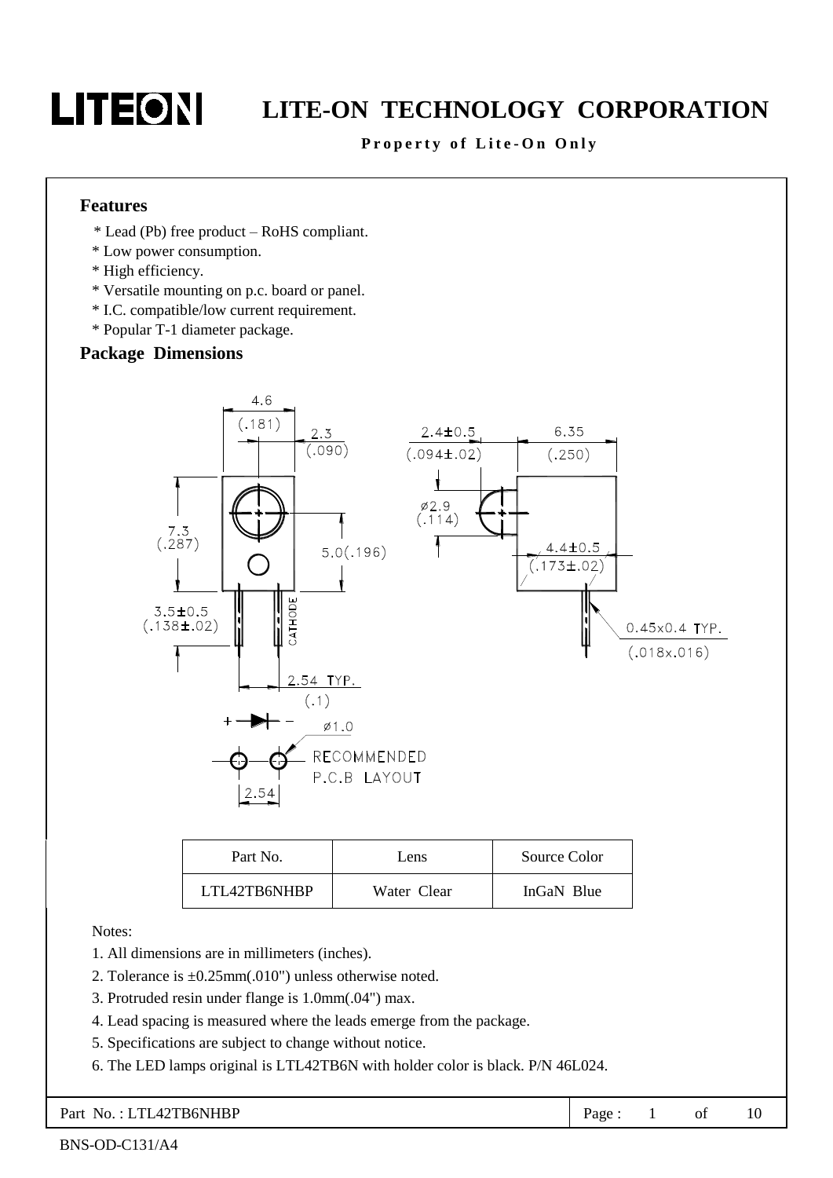## Features

* Lead (Pb) free product – RoHS compliant.
* Low power consumption.
* High efficiency.
* Versatile mounting on p.c. board or panel.
* I.C. compatible/low current requirement.
* Popular T-1 diameter package.

## Package Dimensions

| Part No. | Lens | Source Color |
| --- | --- | --- |
| LTL42TB6NHBP | Water Clear | InGaN Blue |

Notes:

1. All dimensions are in millimeters (inches).
2. Tolerance is ±0.25mm(.010") unless otherwise noted.
3. Protruded resin under flange is 1.0mm(.04") max.
4. Lead spacing is measured where the leads emerge from the package.
5. Specifications are subject to change without notice.
6. The LED lamps original is LTL42TB6N with holder color is black. P/N 46L024.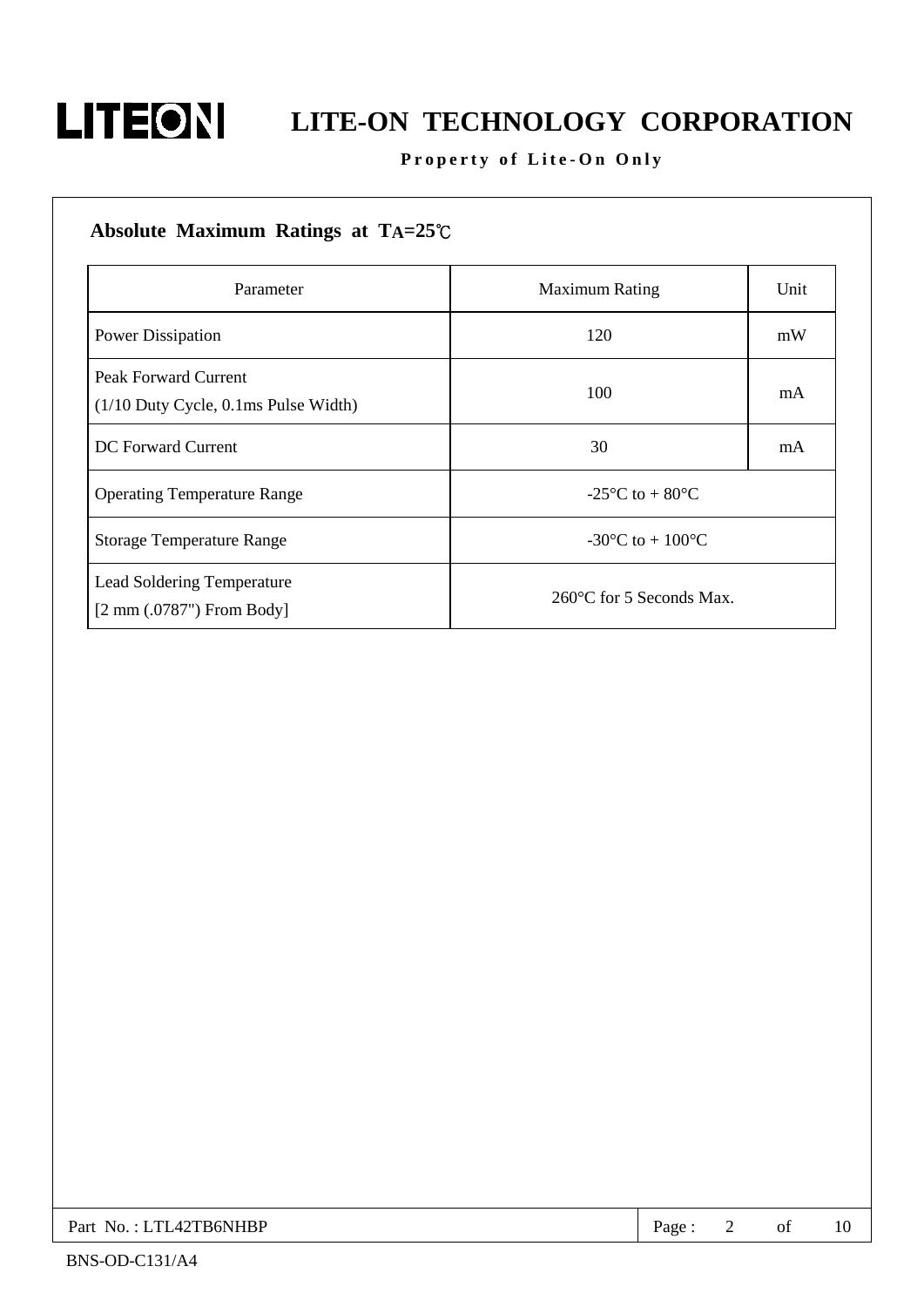## Absolute Maximum Ratings at $T_A$=25℃

| Parameter | Maximum Rating | Unit |
| --- | --- | --- |
| Power Dissipation | 120 | mW |
| Peak Forward Current (1/10 Duty Cycle, 0.1ms Pulse Width) | 100 | mA |
| DC Forward Current | 30 | mA |
| Operating Temperature Range | -25°C to + 80°C | |
| Storage Temperature Range | -30°C to + 100°C | |
| Lead Soldering Temperature [2 mm (.0787") From Body] | 260°C for 5 Seconds Max. | |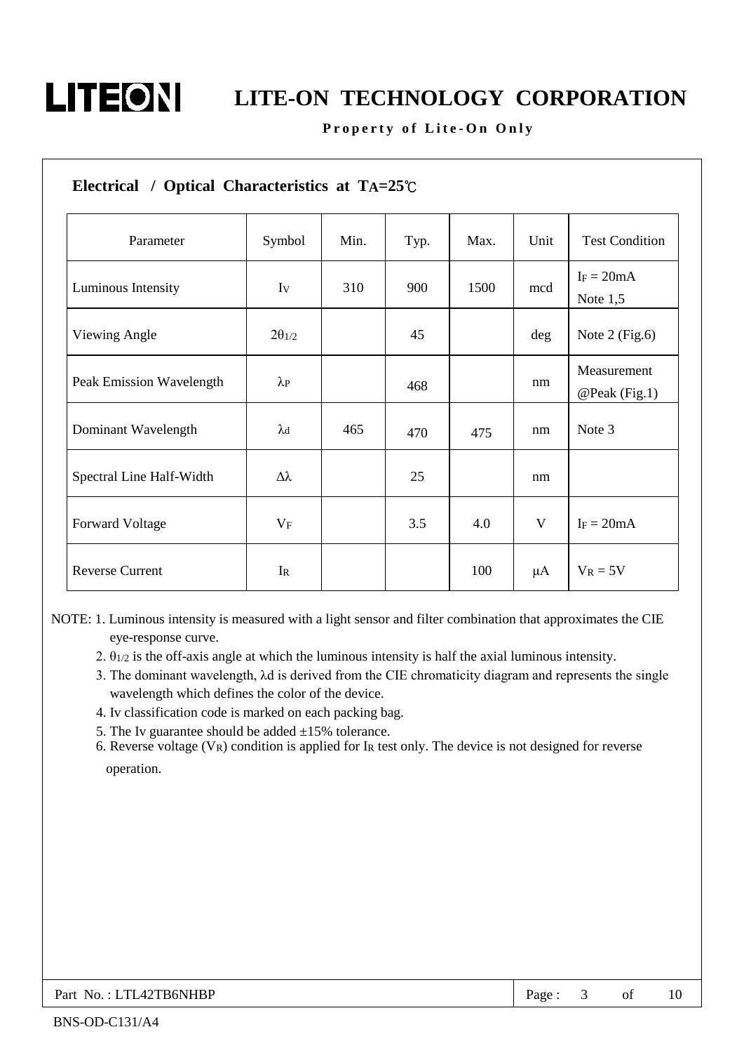## Electrical / Optical Characteristics at $T_A$=25℃

| Parameter | Symbol | Min. | Typ. | Max. | Unit | Test Condition |
|---|---|---|---|---|---|---|
| Luminous Intensity | $I_V$ | 310 | 900 | 1500 | mcd | $I_F$ = 20mA Note 1,5 |
| Viewing Angle | $2\theta_{1/2}$ | | 45 | | deg | Note 2 (Fig.6) |
| Peak Emission Wavelength | $\lambda_P$ | | 468 | | nm | Measurement @Peak (Fig.1) |
| Dominant Wavelength | $\lambda_d$ | 465 | 470 | 475 | nm | Note 3 |
| Spectral Line Half-Width | $\Delta\lambda$ | | 25 | | nm | |
| Forward Voltage | $V_F$ | | 3.5 | 4.0 | V | $I_F$ = 20mA |
| Reverse Current | $I_R$ | | | 100 | μA | $V_R$ = 5V |

NOTE:
1. Luminous intensity is measured with a light sensor and filter combination that approximates the CIE eye-response curve.
2. $\theta_{1/2}$ is the off-axis angle at which the luminous intensity is half the axial luminous intensity.
3. The dominant wavelength, $\lambda d$ is derived from the CIE chromaticity diagram and represents the single wavelength which defines the color of the device.
4. Iv classification code is marked on each packing bag.
5. The Iv guarantee should be added ±15% tolerance.
6. Reverse voltage ($V_R$) condition is applied for $I_R$ test only. The device is not designed for reverse operation.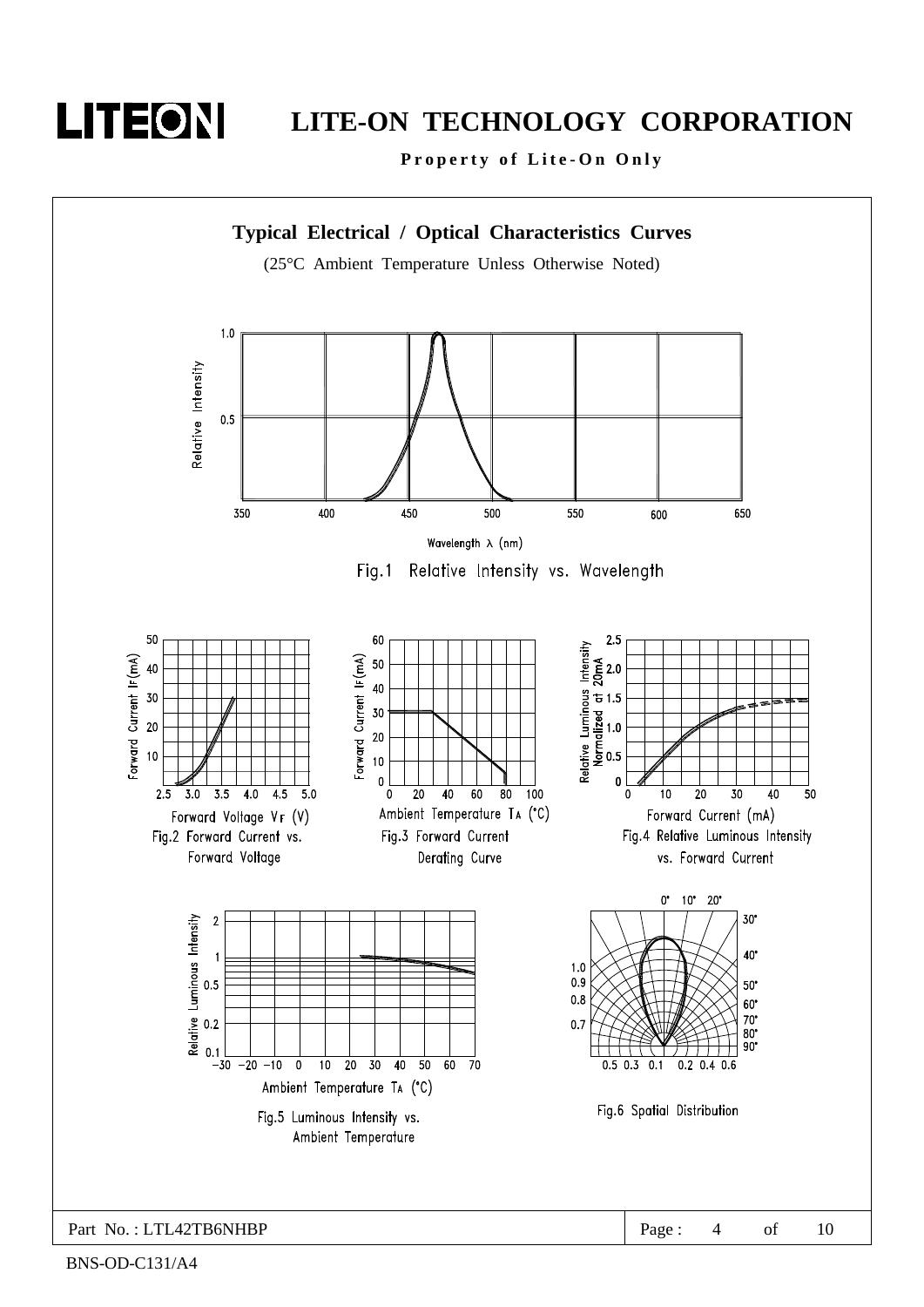## Typical Electrical / Optical Characteristics Curves

(25°C Ambient Temperature Unless Otherwise Noted)

Fig.1 Relative Intensity vs. Wavelength

Fig.2 Forward Current vs. Forward Voltage

Fig.3 Forward Current Derating Curve

Fig.4 Relative Luminous Intensity vs. Forward Current

Fig.5 Luminous Intensity vs. Ambient Temperature

Fig.6 Spatial Distribution

Part No. : LTL42TB6NHBP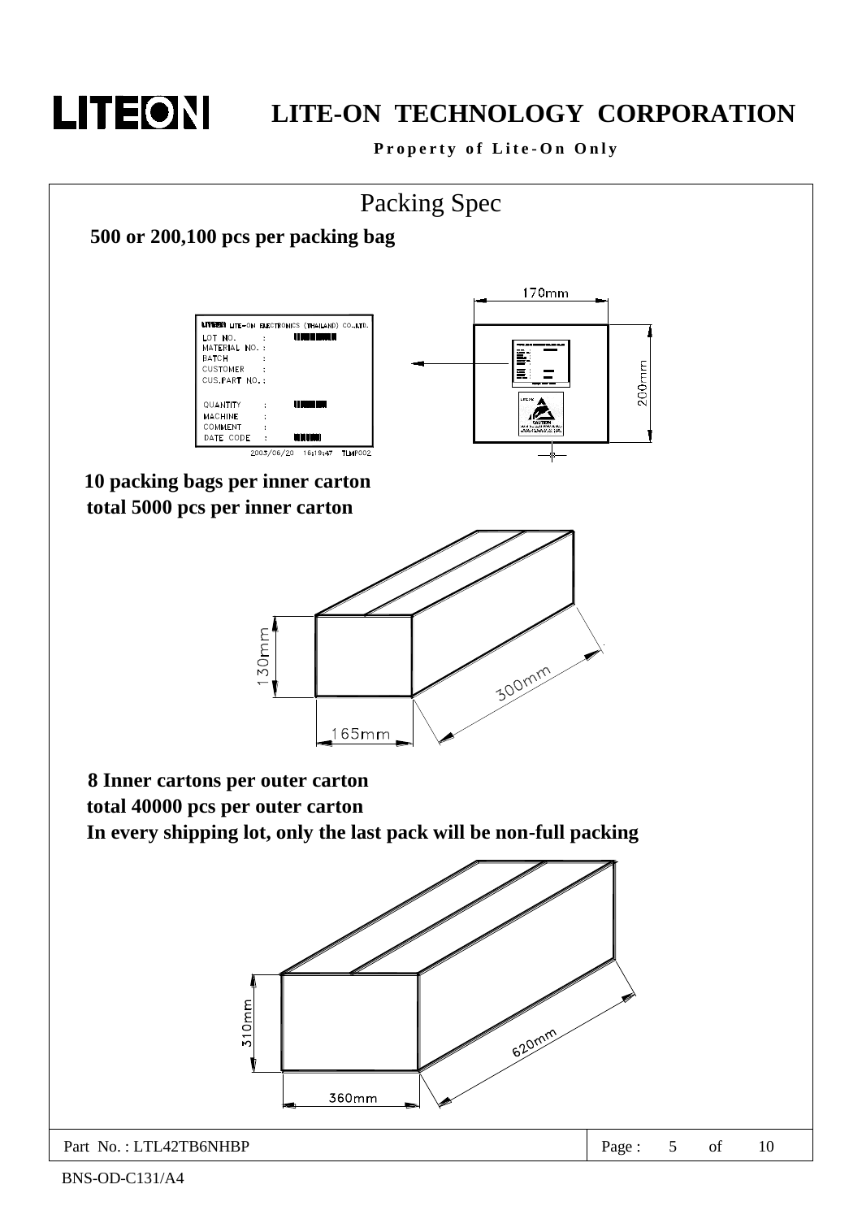# Packing Spec

**500 or 200,100 pcs per packing bag**

LITEON LITE-ON ELECTRONICS (THAILAND) CO.,LTD.

LOT NO. :
MATERIAL NO. :
BATCH :
CUSTOMER :
CUS.PART NO. :

QUANTITY :
MACHINE :
COMMENT :
DATE CODE :

2003/06/20 16:19:47 TLMP002

170mm

200mm

**10 packing bags per inner carton**
**total 5000 pcs per inner carton**

130mm

165mm

300mm

**8 Inner cartons per outer carton**
**total 40000 pcs per outer carton**
**In every shipping lot, only the last pack will be non-full packing**

310mm

360mm

620mm

Part No. : LTL42TB6NHBP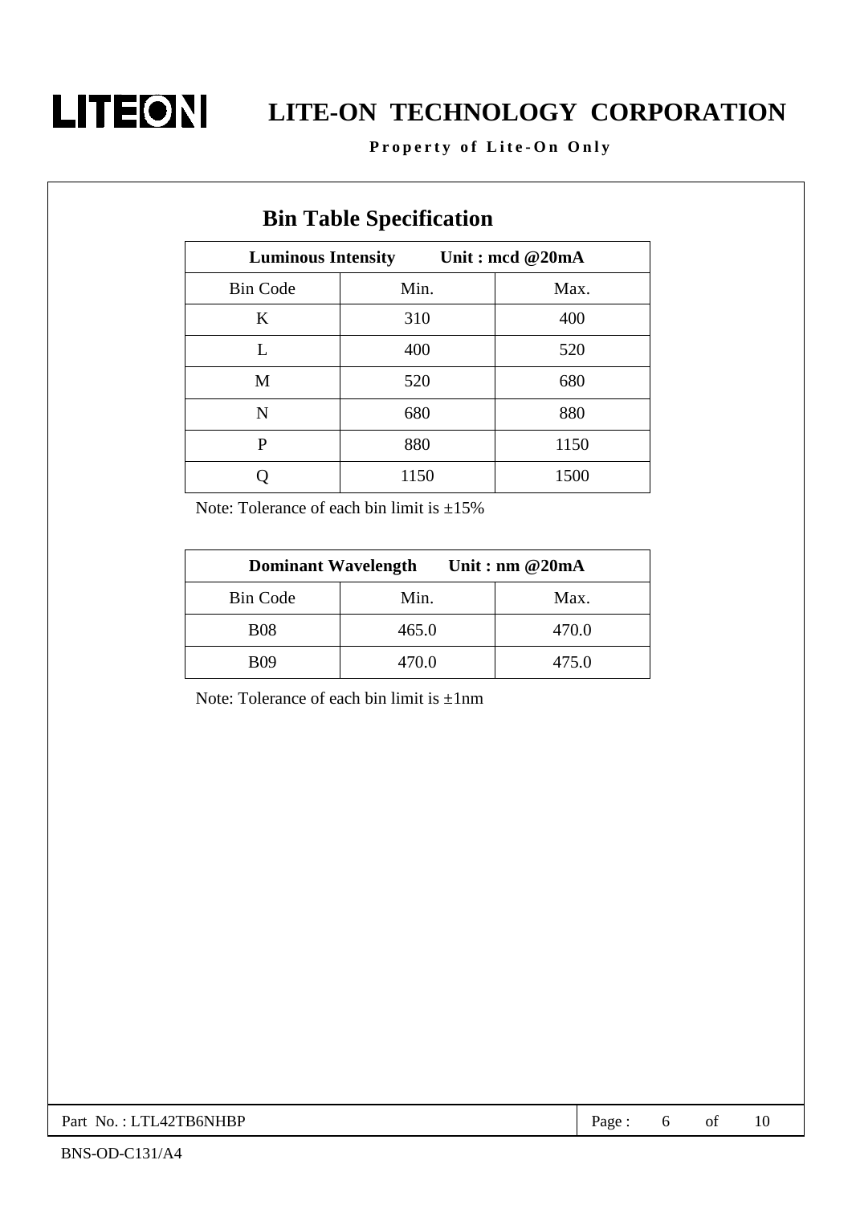## Bin Table Specification

| Luminous Intensity Unit : mcd @20mA | | |
|---|---|---|
| Bin Code | Min. | Max. |
| K | 310 | 400 |
| L | 400 | 520 |
| M | 520 | 680 |
| N | 680 | 880 |
| P | 880 | 1150 |
| Q | 1150 | 1500 |

Note: Tolerance of each bin limit is ±15%

| Dominant Wavelength Unit : nm @20mA | | |
|---|---|---|
| Bin Code | Min. | Max. |
| B08 | 465.0 | 470.0 |
| B09 | 470.0 | 475.0 |

Note: Tolerance of each bin limit is ±1nm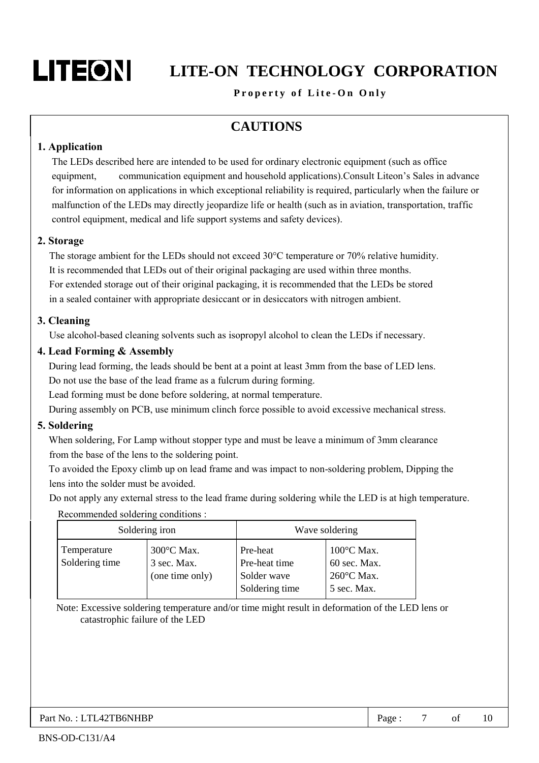# CAUTIONS

### 1. Application

The LEDs described here are intended to be used for ordinary electronic equipment (such as office equipment, communication equipment and household applications).Consult Liteon's Sales in advance for information on applications in which exceptional reliability is required, particularly when the failure or malfunction of the LEDs may directly jeopardize life or health (such as in aviation, transportation, traffic control equipment, medical and life support systems and safety devices).

### 2. Storage

The storage ambient for the LEDs should not exceed 30°C temperature or 70% relative humidity.
It is recommended that LEDs out of their original packaging are used within three months.
For extended storage out of their original packaging, it is recommended that the LEDs be stored in a sealed container with appropriate desiccant or in desiccators with nitrogen ambient.

### 3. Cleaning

Use alcohol-based cleaning solvents such as isopropyl alcohol to clean the LEDs if necessary.

### 4. Lead Forming & Assembly

During lead forming, the leads should be bent at a point at least 3mm from the base of LED lens.
Do not use the base of the lead frame as a fulcrum during forming.
Lead forming must be done before soldering, at normal temperature.
During assembly on PCB, use minimum clinch force possible to avoid excessive mechanical stress.

### 5. Soldering

When soldering, For Lamp without stopper type and must be leave a minimum of 3mm clearance from the base of the lens to the soldering point.
To avoided the Epoxy climb up on lead frame and was impact to non-soldering problem, Dipping the lens into the solder must be avoided.
Do not apply any external stress to the lead frame during soldering while the LED is at high temperature.

Recommended soldering conditions :

| Soldering iron | | Wave soldering | |
|---|---|---|---|
| Temperature<br>Soldering time | 300°C Max.<br>3 sec. Max.<br>(one time only) | Pre-heat<br>Pre-heat time<br>Solder wave<br>Soldering time | 100°C Max.<br>60 sec. Max.<br>260°C Max.<br>5 sec. Max. |

Note: Excessive soldering temperature and/or time might result in deformation of the LED lens or catastrophic failure of the LED

Part No. : LTL42TB6NHBP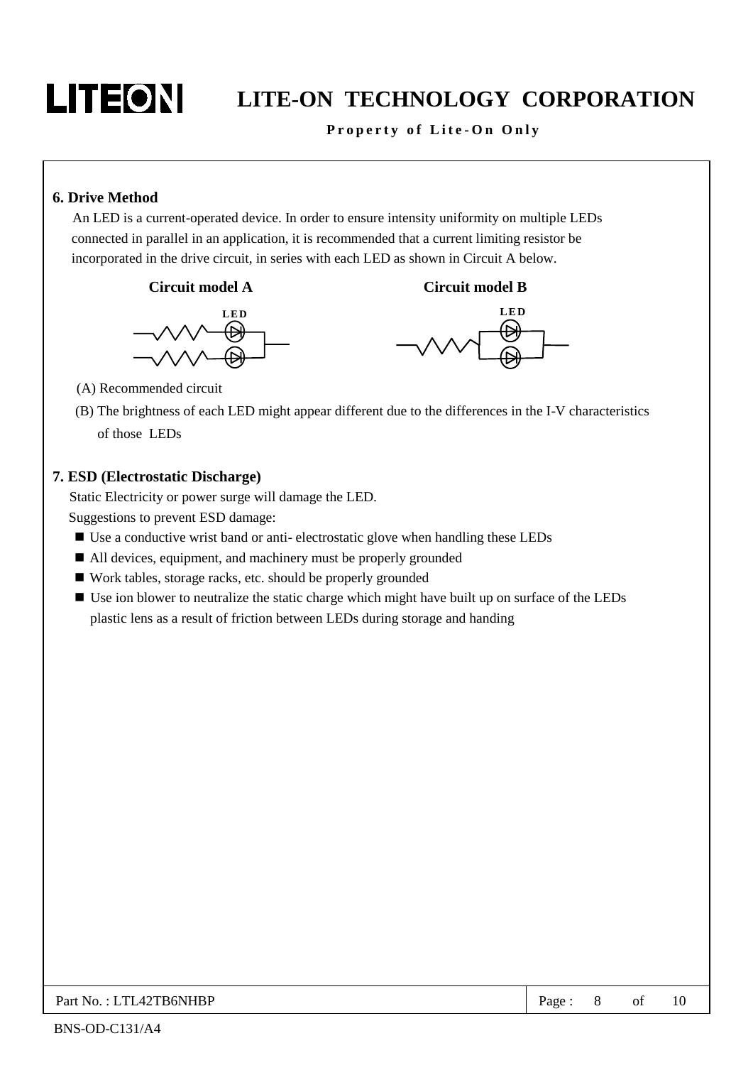## 6. Drive Method

An LED is a current-operated device. In order to ensure intensity uniformity on multiple LEDs connected in parallel in an application, it is recommended that a current limiting resistor be incorporated in the drive circuit, in series with each LED as shown in Circuit A below.

**Circuit model A** | **Circuit model B**

(A) Recommended circuit

(B) The brightness of each LED might appear different due to the differences in the I-V characteristics of those LEDs

## 7. ESD (Electrostatic Discharge)

Static Electricity or power surge will damage the LED.

Suggestions to prevent ESD damage:

- Use a conductive wrist band or anti- electrostatic glove when handling these LEDs
- All devices, equipment, and machinery must be properly grounded
- Work tables, storage racks, etc. should be properly grounded
- Use ion blower to neutralize the static charge which might have built up on surface of the LEDs plastic lens as a result of friction between LEDs during storage and handing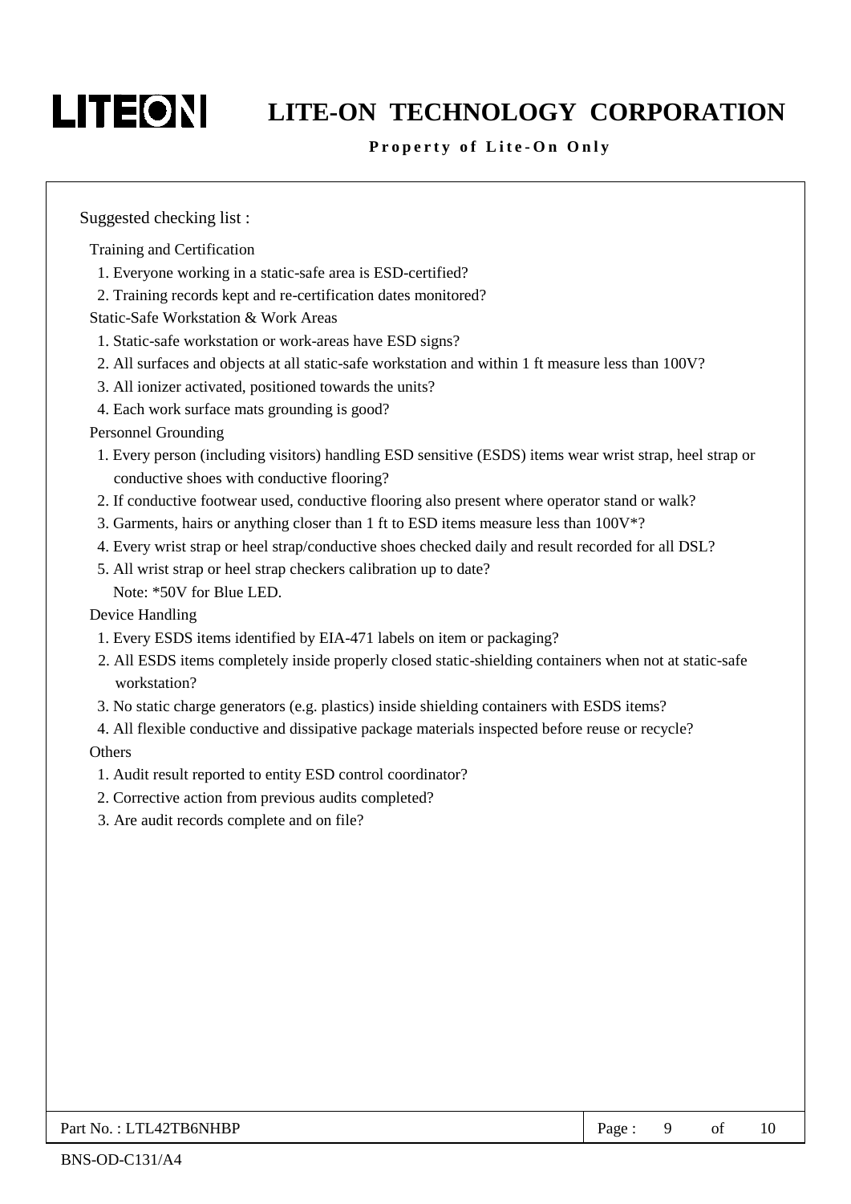Suggested checking list :

Training and Certification

1. Everyone working in a static-safe area is ESD-certified?
2. Training records kept and re-certification dates monitored?

Static-Safe Workstation & Work Areas

1. Static-safe workstation or work-areas have ESD signs?
2. All surfaces and objects at all static-safe workstation and within 1 ft measure less than 100V?
3. All ionizer activated, positioned towards the units?
4. Each work surface mats grounding is good?

Personnel Grounding

1. Every person (including visitors) handling ESD sensitive (ESDS) items wear wrist strap, heel strap or conductive shoes with conductive flooring?
2. If conductive footwear used, conductive flooring also present where operator stand or walk?
3. Garments, hairs or anything closer than 1 ft to ESD items measure less than 100V*?
4. Every wrist strap or heel strap/conductive shoes checked daily and result recorded for all DSL?
5. All wrist strap or heel strap checkers calibration up to date?

   Note: *50V for Blue LED.

Device Handling

1. Every ESDS items identified by EIA-471 labels on item or packaging?
2. All ESDS items completely inside properly closed static-shielding containers when not at static-safe workstation?
3. No static charge generators (e.g. plastics) inside shielding containers with ESDS items?
4. All flexible conductive and dissipative package materials inspected before reuse or recycle?

Others

1. Audit result reported to entity ESD control coordinator?
2. Corrective action from previous audits completed?
3. Are audit records complete and on file?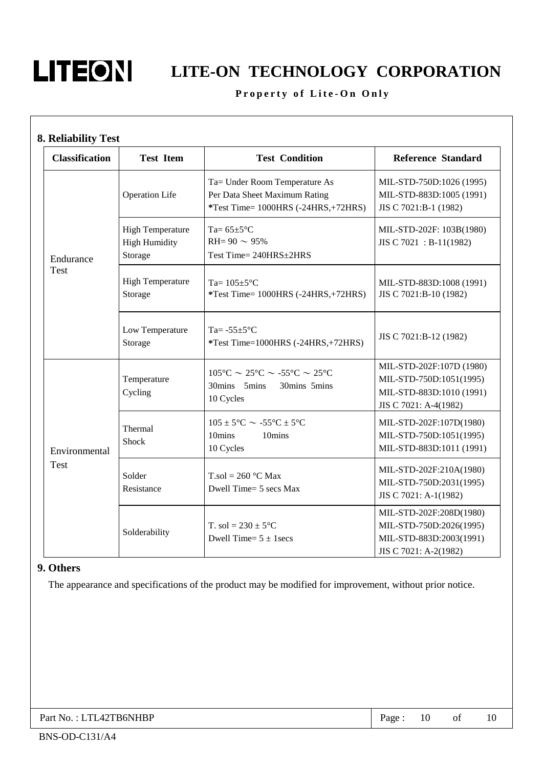## 8. Reliability Test

| Classification | Test Item | Test Condition | Reference Standard |
|---|---|---|---|
| Endurance Test | Operation Life | Ta= Under Room Temperature As<br>Per Data Sheet Maximum Rating<br>*Test Time= 1000HRS (-24HRS,+72HRS) | MIL-STD-750D:1026 (1995)<br>MIL-STD-883D:1005 (1991)<br>JIS C 7021:B-1 (1982) |
| | High Temperature High Humidity Storage | Ta= 65±5°C<br>RH= 90 ~ 95%<br>Test Time= 240HRS±2HRS | MIL-STD-202F: 103B(1980)<br>JIS C 7021 : B-11(1982) |
| | High Temperature Storage | Ta= 105±5°C<br>*Test Time= 1000HRS (-24HRS,+72HRS) | MIL-STD-883D:1008 (1991)<br>JIS C 7021:B-10 (1982) |
| | Low Temperature Storage | Ta= -55±5°C<br>*Test Time=1000HRS (-24HRS,+72HRS) | JIS C 7021:B-12 (1982) |
| Environmental Test | Temperature Cycling | 105°C ~ 25°C ~ -55°C ~ 25°C<br>30mins 5mins 30mins 5mins<br>10 Cycles | MIL-STD-202F:107D (1980)<br>MIL-STD-750D:1051(1995)<br>MIL-STD-883D:1010 (1991)<br>JIS C 7021: A-4(1982) |
| | Thermal Shock | 105 ± 5°C ~ -55°C ± 5°C<br>10mins 10mins<br>10 Cycles | MIL-STD-202F:107D(1980)<br>MIL-STD-750D:1051(1995)<br>MIL-STD-883D:1011 (1991) |
| | Solder Resistance | T.sol = 260 °C Max<br>Dwell Time= 5 secs Max | MIL-STD-202F:210A(1980)<br>MIL-STD-750D:2031(1995)<br>JIS C 7021: A-1(1982) |
| | Solderability | T. sol = 230 ± 5°C<br>Dwell Time= 5 ± 1secs | MIL-STD-202F:208D(1980)<br>MIL-STD-750D:2026(1995)<br>MIL-STD-883D:2003(1991)<br>JIS C 7021: A-2(1982) |

## 9. Others

The appearance and specifications of the product may be modified for improvement, without prior notice.